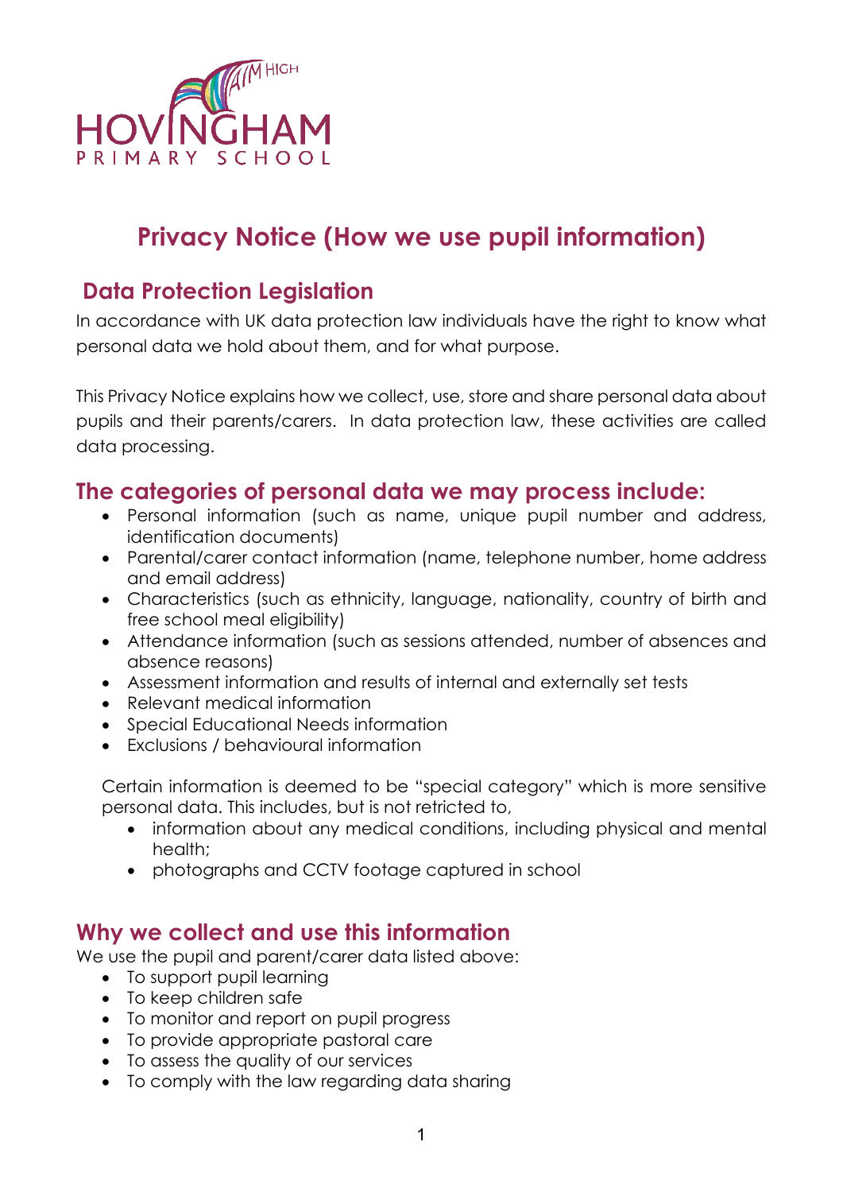# Privacy Notice (How we use pupil information)

## Data Protection Legislation

In accordance with UK data protection law individuals have the right to know what personal data we hold about them, and for what purpose.

This Privacy Notice explains how we collect, use, store and share personal data about pupils and their parents/carers. In data protection law, these activities are called data processing.

## The categories of personal data we may process include:

- Personal information (such as name, unique pupil number and address, identification documents)
- Parental/carer contact information (name, telephone number, home address and email address)
- Characteristics (such as ethnicity, language, nationality, country of birth and free school meal eligibility)
- Attendance information (such as sessions attended, number of absences and absence reasons)
- Assessment information and results of internal and externally set tests
- Relevant medical information
- Special Educational Needs information
- Exclusions / behavioural information

Certain information is deemed to be "special category" which is more sensitive personal data. This includes, but is not retricted to,

- information about any medical conditions, including physical and mental health;
- photographs and CCTV footage captured in school

## Why we collect and use this information

We use the pupil and parent/carer data listed above:

- To support pupil learning
- To keep children safe
- To monitor and report on pupil progress
- To provide appropriate pastoral care
- To assess the quality of our services
- To comply with the law regarding data sharing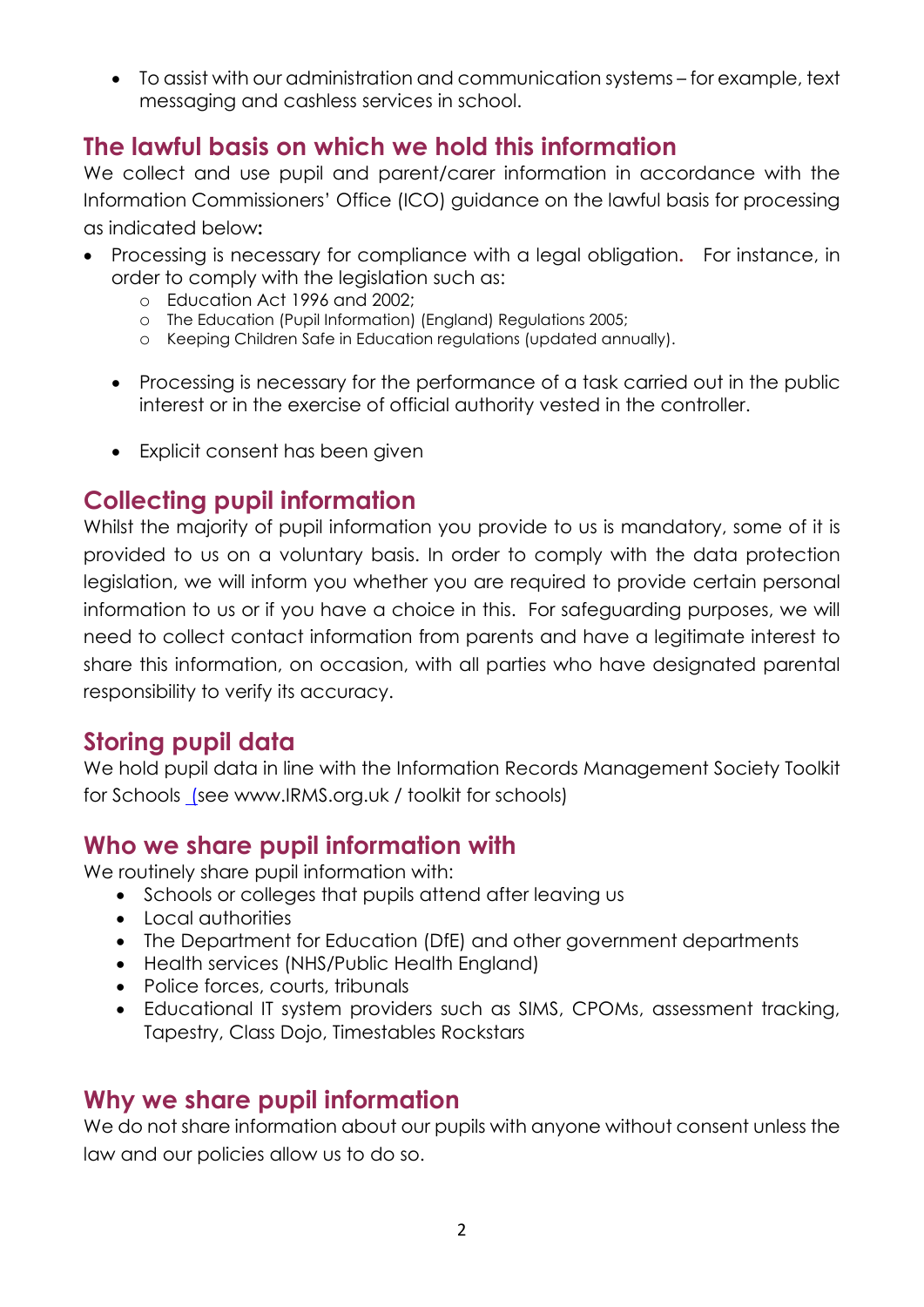- To assist with our administration and communication systems – for example, text messaging and cashless services in school.

## The lawful basis on which we hold this information

We collect and use pupil and parent/carer information in accordance with the Information Commissioners' Office (ICO) guidance on the lawful basis for processing as indicated below:

- Processing is necessary for compliance with a legal obligation. For instance, in order to comply with the legislation such as:
  - Education Act 1996 and 2002;
  - The Education (Pupil Information) (England) Regulations 2005;
  - Keeping Children Safe in Education regulations (updated annually).
- Processing is necessary for the performance of a task carried out in the public interest or in the exercise of official authority vested in the controller.
- Explicit consent has been given

## Collecting pupil information

Whilst the majority of pupil information you provide to us is mandatory, some of it is provided to us on a voluntary basis. In order to comply with the data protection legislation, we will inform you whether you are required to provide certain personal information to us or if you have a choice in this. For safeguarding purposes, we will need to collect contact information from parents and have a legitimate interest to share this information, on occasion, with all parties who have designated parental responsibility to verify its accuracy.

## Storing pupil data

We hold pupil data in line with the Information Records Management Society Toolkit for Schools (see www.IRMS.org.uk / toolkit for schools)

## Who we share pupil information with

We routinely share pupil information with:

- Schools or colleges that pupils attend after leaving us
- Local authorities
- The Department for Education (DfE) and other government departments
- Health services (NHS/Public Health England)
- Police forces, courts, tribunals
- Educational IT system providers such as SIMS, CPOMs, assessment tracking, Tapestry, Class Dojo, Timestables Rockstars

## Why we share pupil information

We do not share information about our pupils with anyone without consent unless the law and our policies allow us to do so.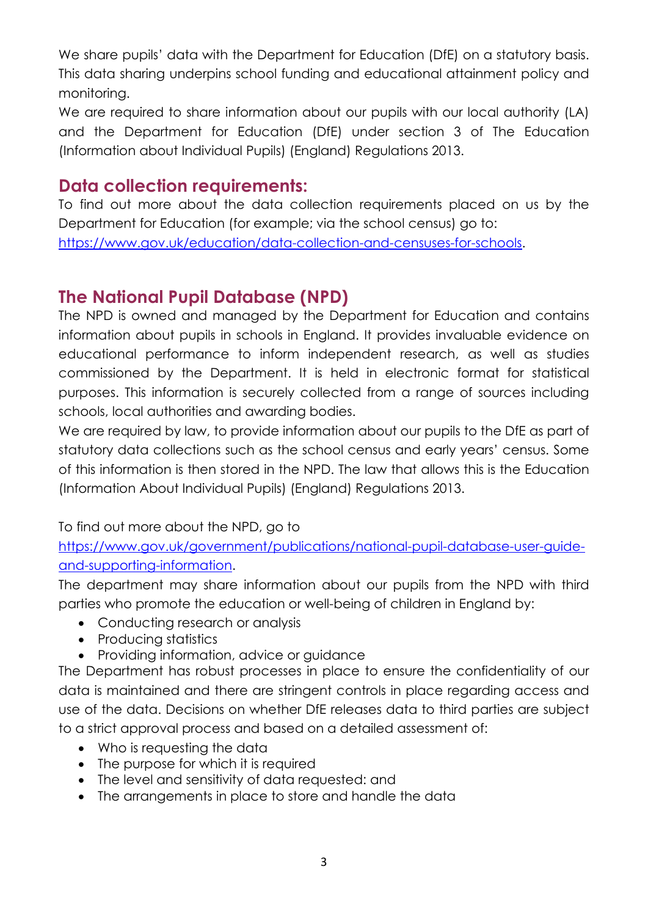We share pupils' data with the Department for Education (DfE) on a statutory basis. This data sharing underpins school funding and educational attainment policy and monitoring.

We are required to share information about our pupils with our local authority (LA) and the Department for Education (DfE) under section 3 of The Education (Information about Individual Pupils) (England) Regulations 2013.

## Data collection requirements:

To find out more about the data collection requirements placed on us by the Department for Education (for example; via the school census) go to: [https://www.gov.uk/education/data-collection-and-censuses-for-schools](https://www.gov.uk/education/data-collection-and-censuses-for-schools).

## The National Pupil Database (NPD)

The NPD is owned and managed by the Department for Education and contains information about pupils in schools in England. It provides invaluable evidence on educational performance to inform independent research, as well as studies commissioned by the Department. It is held in electronic format for statistical purposes. This information is securely collected from a range of sources including schools, local authorities and awarding bodies.

We are required by law, to provide information about our pupils to the DfE as part of statutory data collections such as the school census and early years' census. Some of this information is then stored in the NPD. The law that allows this is the Education (Information About Individual Pupils) (England) Regulations 2013.

To find out more about the NPD, go to [https://www.gov.uk/government/publications/national-pupil-database-user-guide-and-supporting-information](https://www.gov.uk/government/publications/national-pupil-database-user-guide-and-supporting-information).

The department may share information about our pupils from the NPD with third parties who promote the education or well-being of children in England by:

- Conducting research or analysis
- Producing statistics
- Providing information, advice or guidance

The Department has robust processes in place to ensure the confidentiality of our data is maintained and there are stringent controls in place regarding access and use of the data. Decisions on whether DfE releases data to third parties are subject to a strict approval process and based on a detailed assessment of:

- Who is requesting the data
- The purpose for which it is required
- The level and sensitivity of data requested: and
- The arrangements in place to store and handle the data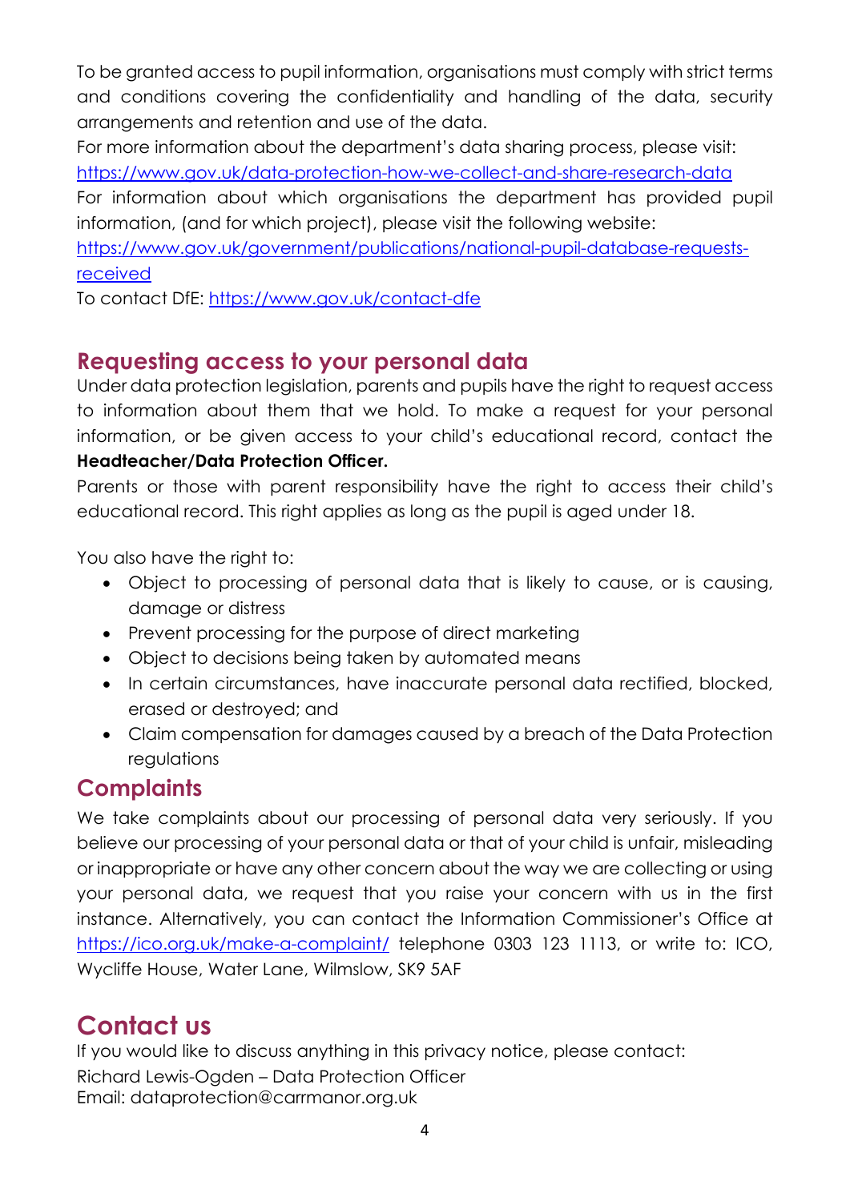To be granted access to pupil information, organisations must comply with strict terms and conditions covering the confidentiality and handling of the data, security arrangements and retention and use of the data.

For more information about the department's data sharing process, please visit: https://www.gov.uk/data-protection-how-we-collect-and-share-research-data

For information about which organisations the department has provided pupil information, (and for which project), please visit the following website: https://www.gov.uk/government/publications/national-pupil-database-requests-received

To contact DfE: https://www.gov.uk/contact-dfe

## Requesting access to your personal data

Under data protection legislation, parents and pupils have the right to request access to information about them that we hold. To make a request for your personal information, or be given access to your child's educational record, contact the **Headteacher/Data Protection Officer.**

Parents or those with parent responsibility have the right to access their child's educational record. This right applies as long as the pupil is aged under 18.

You also have the right to:

- Object to processing of personal data that is likely to cause, or is causing, damage or distress
- Prevent processing for the purpose of direct marketing
- Object to decisions being taken by automated means
- In certain circumstances, have inaccurate personal data rectified, blocked, erased or destroyed; and
- Claim compensation for damages caused by a breach of the Data Protection regulations

## Complaints

We take complaints about our processing of personal data very seriously. If you believe our processing of your personal data or that of your child is unfair, misleading or inappropriate or have any other concern about the way we are collecting or using your personal data, we request that you raise your concern with us in the first instance. Alternatively, you can contact the Information Commissioner's Office at https://ico.org.uk/make-a-complaint/ telephone 0303 123 1113, or write to: ICO, Wycliffe House, Water Lane, Wilmslow, SK9 5AF

# Contact us

If you would like to discuss anything in this privacy notice, please contact:

Richard Lewis-Ogden – Data Protection Officer

Email: dataprotection@carrmanor.org.uk